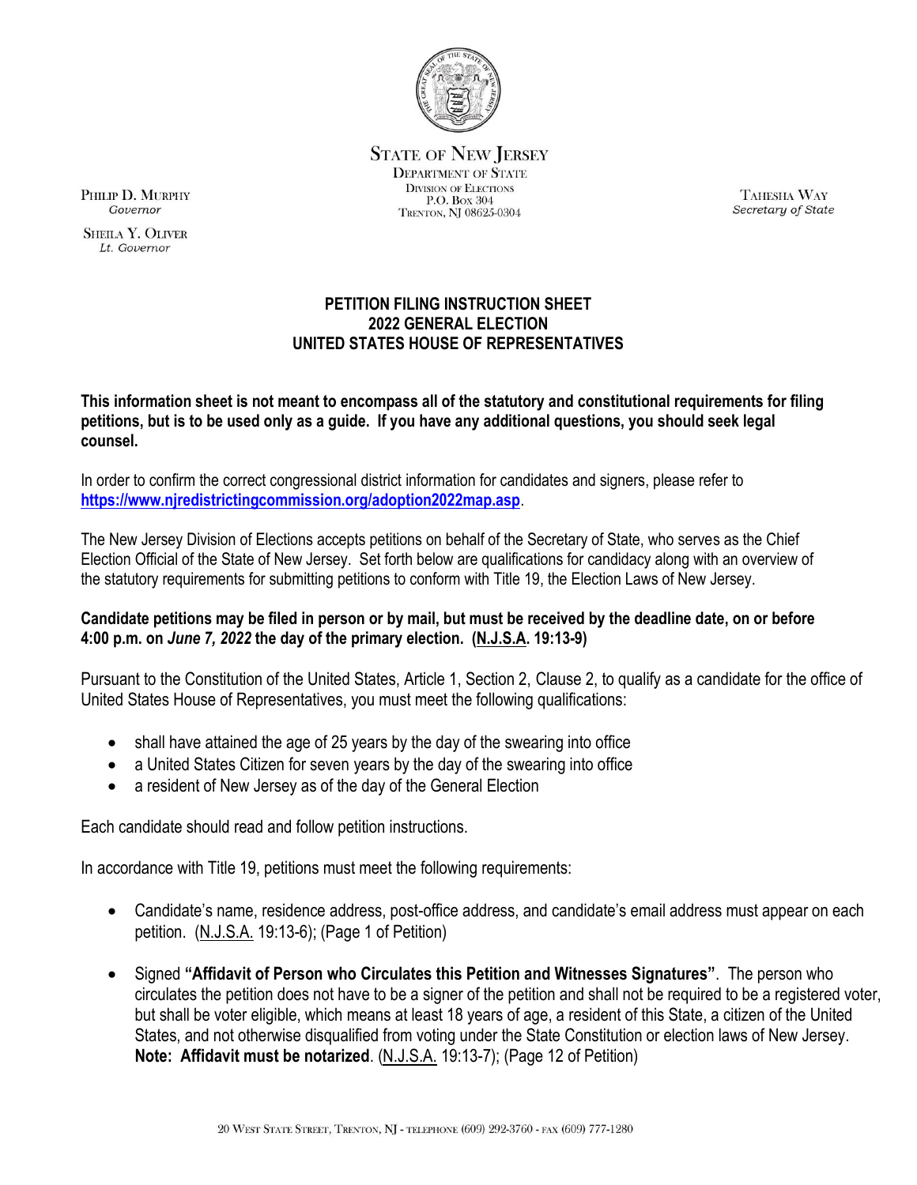STATE OF NEW JERSEY
DEPARTMENT OF STATE
DIVISION OF ELECTIONS
P.O. BOX 304
TRENTON, NJ 08625-0304

PHILIP D. MURPHY
*Governor*

SHEILA Y. OLIVER
*Lt. Governor*

TAHESHA WAY
*Secretary of State*

# PETITION FILING INSTRUCTION SHEET
# 2022 GENERAL ELECTION
# UNITED STATES HOUSE OF REPRESENTATIVES

**This information sheet is not meant to encompass all of the statutory and constitutional requirements for filing petitions, but is to be used only as a guide. If you have any additional questions, you should seek legal counsel.**

In order to confirm the correct congressional district information for candidates and signers, please refer to **https://www.njredistrictingcommission.org/adoption2022map.asp**.

The New Jersey Division of Elections accepts petitions on behalf of the Secretary of State, who serves as the Chief Election Official of the State of New Jersey. Set forth below are qualifications for candidacy along with an overview of the statutory requirements for submitting petitions to conform with Title 19, the Election Laws of New Jersey.

**Candidate petitions may be filed in person or by mail, but must be received by the deadline date, on or before 4:00 p.m. on *June 7, 2022* the day of the primary election. (N.J.S.A. 19:13-9)**

Pursuant to the Constitution of the United States, Article 1, Section 2, Clause 2, to qualify as a candidate for the office of United States House of Representatives, you must meet the following qualifications:

- shall have attained the age of 25 years by the day of the swearing into office
- a United States Citizen for seven years by the day of the swearing into office
- a resident of New Jersey as of the day of the General Election

Each candidate should read and follow petition instructions.

In accordance with Title 19, petitions must meet the following requirements:

- Candidate's name, residence address, post-office address, and candidate's email address must appear on each petition. (N.J.S.A. 19:13-6); (Page 1 of Petition)
- Signed **"Affidavit of Person who Circulates this Petition and Witnesses Signatures"**. The person who circulates the petition does not have to be a signer of the petition and shall not be required to be a registered voter, but shall be voter eligible, which means at least 18 years of age, a resident of this State, a citizen of the United States, and not otherwise disqualified from voting under the State Constitution or election laws of New Jersey. **Note: Affidavit must be notarized**. (N.J.S.A. 19:13-7); (Page 12 of Petition)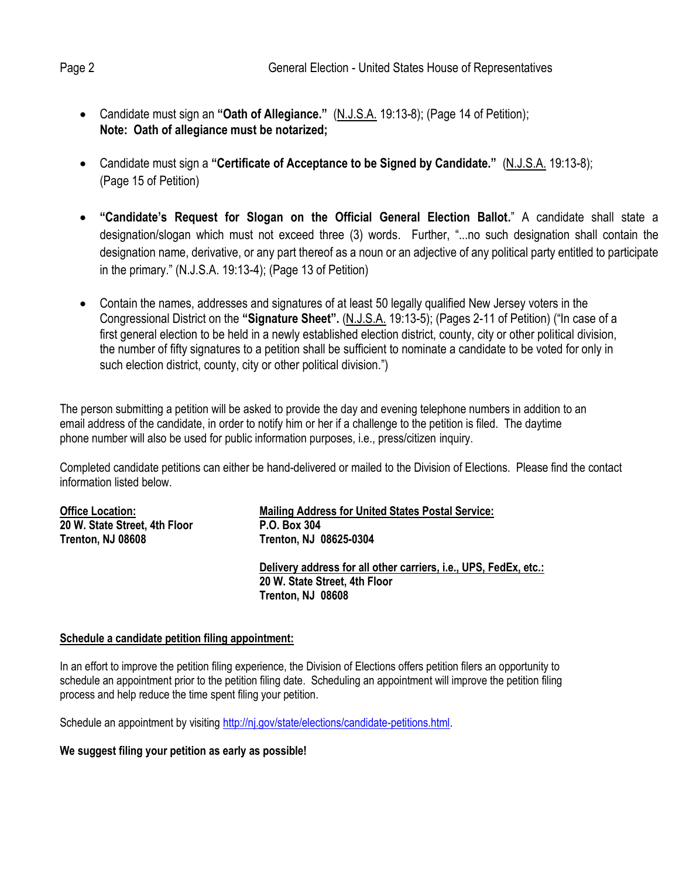- Candidate must sign an **"Oath of Allegiance."** (N.J.S.A. 19:13-8); (Page 14 of Petition); **Note: Oath of allegiance must be notarized;**

- Candidate must sign a **"Certificate of Acceptance to be Signed by Candidate."** (N.J.S.A. 19:13-8); (Page 15 of Petition)

- **"Candidate's Request for Slogan on the Official General Election Ballot.**" A candidate shall state a designation/slogan which must not exceed three (3) words. Further, "...no such designation shall contain the designation name, derivative, or any part thereof as a noun or an adjective of any political party entitled to participate in the primary." (N.J.S.A. 19:13-4); (Page 13 of Petition)

- Contain the names, addresses and signatures of at least 50 legally qualified New Jersey voters in the Congressional District on the **"Signature Sheet".** (N.J.S.A. 19:13-5); (Pages 2-11 of Petition) ("In case of a first general election to be held in a newly established election district, county, city or other political division, the number of fifty signatures to a petition shall be sufficient to nominate a candidate to be voted for only in such election district, county, city or other political division.")

The person submitting a petition will be asked to provide the day and evening telephone numbers in addition to an email address of the candidate, in order to notify him or her if a challenge to the petition is filed. The daytime phone number will also be used for public information purposes, i.e., press/citizen inquiry.

Completed candidate petitions can either be hand-delivered or mailed to the Division of Elections. Please find the contact information listed below.

**Office Location:**
**20 W. State Street, 4th Floor**
**Trenton, NJ 08608**

**Mailing Address for United States Postal Service:**
**P.O. Box 304**
**Trenton, NJ 08625-0304**

**Delivery address for all other carriers, i.e., UPS, FedEx, etc.:**
**20 W. State Street, 4th Floor**
**Trenton, NJ 08608**

**Schedule a candidate petition filing appointment:**

In an effort to improve the petition filing experience, the Division of Elections offers petition filers an opportunity to schedule an appointment prior to the petition filing date. Scheduling an appointment will improve the petition filing process and help reduce the time spent filing your petition.

Schedule an appointment by visiting http://nj.gov/state/elections/candidate-petitions.html.

**We suggest filing your petition as early as possible!**